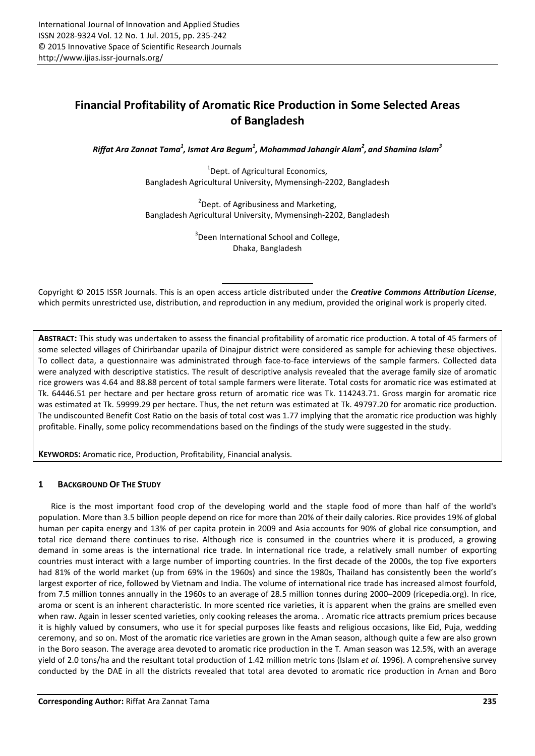# Financial Profitability of Aromatic Rice Production in Some Selected Areas of Bangladesh

***Riffat Ara Zannat Tama[1], Ismat Ara Begum[1], Mohammad Jahangir Alam[2], and Shamina Islam[3]***

[1]Dept. of Agricultural Economics,
Bangladesh Agricultural University, Mymensingh-2202, Bangladesh

[2]Dept. of Agribusiness and Marketing,
Bangladesh Agricultural University, Mymensingh-2202, Bangladesh

[3]Deen International School and College,
Dhaka, Bangladesh

Copyright © 2015 ISSR Journals. This is an open access article distributed under the ***Creative Commons Attribution License***, which permits unrestricted use, distribution, and reproduction in any medium, provided the original work is properly cited.

**ABSTRACT:** This study was undertaken to assess the financial profitability of aromatic rice production. A total of 45 farmers of some selected villages of Chirirbandar upazila of Dinajpur district were considered as sample for achieving these objectives. To collect data, a questionnaire was administrated through face-to-face interviews of the sample farmers. Collected data were analyzed with descriptive statistics. The result of descriptive analysis revealed that the average family size of aromatic rice growers was 4.64 and 88.88 percent of total sample farmers were literate. Total costs for aromatic rice was estimated at Tk. 64446.51 per hectare and per hectare gross return of aromatic rice was Tk. 114243.71. Gross margin for aromatic rice was estimated at Tk. 59999.29 per hectare. Thus, the net return was estimated at Tk. 49797.20 for aromatic rice production. The undiscounted Benefit Cost Ratio on the basis of total cost was 1.77 implying that the aromatic rice production was highly profitable. Finally, some policy recommendations based on the findings of the study were suggested in the study.

**KEYWORDS:** Aromatic rice, Production, Profitability, Financial analysis.

## 1 BACKGROUND OF THE STUDY

Rice is the most important food crop of the developing world and the staple food of more than half of the world's population. More than 3.5 billion people depend on rice for more than 20% of their daily calories. Rice provides 19% of global human per capita energy and 13% of per capita protein in 2009 and Asia accounts for 90% of global rice consumption, and total rice demand there continues to rise. Although rice is consumed in the countries where it is produced, a growing demand in some areas is the international rice trade. In international rice trade, a relatively small number of exporting countries must interact with a large number of importing countries. In the first decade of the 2000s, the top five exporters had 81% of the world market (up from 69% in the 1960s) and since the 1980s, Thailand has consistently been the world's largest exporter of rice, followed by Vietnam and India. The volume of international rice trade has increased almost fourfold, from 7.5 million tonnes annually in the 1960s to an average of 28.5 million tonnes during 2000–2009 (ricepedia.org). In rice, aroma or scent is an inherent characteristic. In more scented rice varieties, it is apparent when the grains are smelled even when raw. Again in lesser scented varieties, only cooking releases the aroma. . Aromatic rice attracts premium prices because it is highly valued by consumers, who use it for special purposes like feasts and religious occasions, like Eid, Puja, wedding ceremony, and so on. Most of the aromatic rice varieties are grown in the Aman season, although quite a few are also grown in the Boro season. The average area devoted to aromatic rice production in the T. Aman season was 12.5%, with an average yield of 2.0 tons/ha and the resultant total production of 1.42 million metric tons (Islam *et al.* 1996). A comprehensive survey conducted by the DAE in all the districts revealed that total area devoted to aromatic rice production in Aman and Boro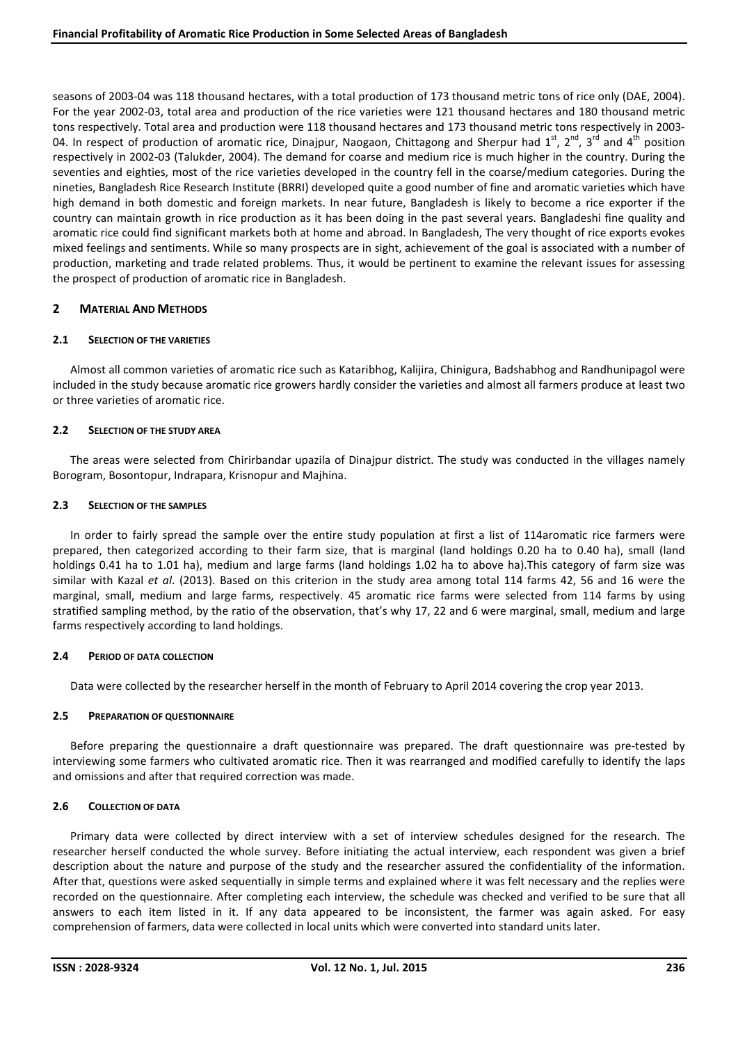seasons of 2003-04 was 118 thousand hectares, with a total production of 173 thousand metric tons of rice only (DAE, 2004). For the year 2002-03, total area and production of the rice varieties were 121 thousand hectares and 180 thousand metric tons respectively. Total area and production were 118 thousand hectares and 173 thousand metric tons respectively in 2003-04. In respect of production of aromatic rice, Dinajpur, Naogaon, Chittagong and Sherpur had 1st, 2nd, 3rd and 4th position respectively in 2002-03 (Talukder, 2004). The demand for coarse and medium rice is much higher in the country. During the seventies and eighties, most of the rice varieties developed in the country fell in the coarse/medium categories. During the nineties, Bangladesh Rice Research Institute (BRRI) developed quite a good number of fine and aromatic varieties which have high demand in both domestic and foreign markets. In near future, Bangladesh is likely to become a rice exporter if the country can maintain growth in rice production as it has been doing in the past several years. Bangladeshi fine quality and aromatic rice could find significant markets both at home and abroad. In Bangladesh, The very thought of rice exports evokes mixed feelings and sentiments. While so many prospects are in sight, achievement of the goal is associated with a number of production, marketing and trade related problems. Thus, it would be pertinent to examine the relevant issues for assessing the prospect of production of aromatic rice in Bangladesh.

## 2 Material And Methods

### 2.1 Selection of the Varieties

Almost all common varieties of aromatic rice such as Kataribhog, Kalijira, Chinigura, Badshabhog and Randhunipagol were included in the study because aromatic rice growers hardly consider the varieties and almost all farmers produce at least two or three varieties of aromatic rice.

### 2.2 Selection of the Study Area

The areas were selected from Chirirbandar upazila of Dinajpur district. The study was conducted in the villages namely Borogram, Bosontopur, Indrapara, Krisnopur and Majhina.

### 2.3 Selection of the Samples

In order to fairly spread the sample over the entire study population at first a list of 114aromatic rice farmers were prepared, then categorized according to their farm size, that is marginal (land holdings 0.20 ha to 0.40 ha), small (land holdings 0.41 ha to 1.01 ha), medium and large farms (land holdings 1.02 ha to above ha).This category of farm size was similar with Kazal *et al*. (2013). Based on this criterion in the study area among total 114 farms 42, 56 and 16 were the marginal, small, medium and large farms, respectively. 45 aromatic rice farms were selected from 114 farms by using stratified sampling method, by the ratio of the observation, that's why 17, 22 and 6 were marginal, small, medium and large farms respectively according to land holdings.

### 2.4 Period of Data Collection

Data were collected by the researcher herself in the month of February to April 2014 covering the crop year 2013.

### 2.5 Preparation of Questionnaire

Before preparing the questionnaire a draft questionnaire was prepared. The draft questionnaire was pre-tested by interviewing some farmers who cultivated aromatic rice. Then it was rearranged and modified carefully to identify the laps and omissions and after that required correction was made.

### 2.6 Collection of Data

Primary data were collected by direct interview with a set of interview schedules designed for the research. The researcher herself conducted the whole survey. Before initiating the actual interview, each respondent was given a brief description about the nature and purpose of the study and the researcher assured the confidentiality of the information. After that, questions were asked sequentially in simple terms and explained where it was felt necessary and the replies were recorded on the questionnaire. After completing each interview, the schedule was checked and verified to be sure that all answers to each item listed in it. If any data appeared to be inconsistent, the farmer was again asked. For easy comprehension of farmers, data were collected in local units which were converted into standard units later.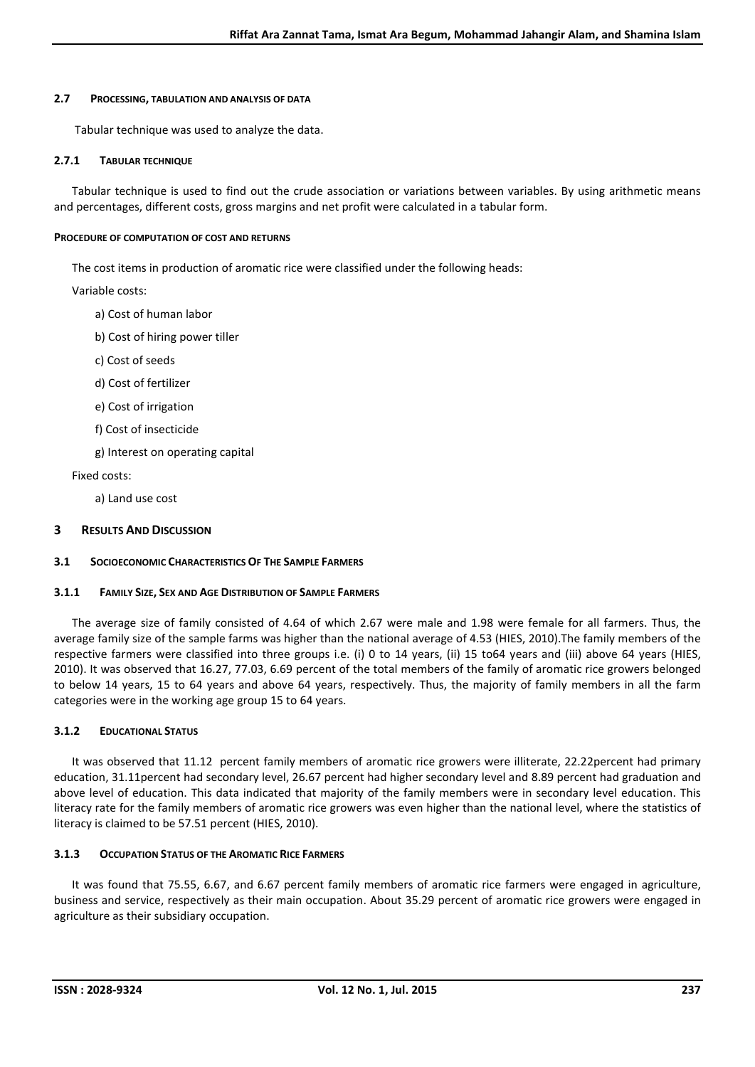### 2.7 Processing, tabulation and analysis of data

Tabular technique was used to analyze the data.

#### 2.7.1 Tabular technique

Tabular technique is used to find out the crude association or variations between variables. By using arithmetic means and percentages, different costs, gross margins and net profit were calculated in a tabular form.

**Procedure of computation of cost and returns**

The cost items in production of aromatic rice were classified under the following heads:

Variable costs:

a) Cost of human labor

b) Cost of hiring power tiller

c) Cost of seeds

d) Cost of fertilizer

e) Cost of irrigation

f) Cost of insecticide

g) Interest on operating capital

Fixed costs:

a) Land use cost

## 3 Results And Discussion

### 3.1 Socioeconomic Characteristics Of The Sample Farmers

#### 3.1.1 Family Size, Sex and Age Distribution of Sample Farmers

The average size of family consisted of 4.64 of which 2.67 were male and 1.98 were female for all farmers. Thus, the average family size of the sample farms was higher than the national average of 4.53 (HIES, 2010).The family members of the respective farmers were classified into three groups i.e. (i) 0 to 14 years, (ii) 15 to64 years and (iii) above 64 years (HIES, 2010). It was observed that 16.27, 77.03, 6.69 percent of the total members of the family of aromatic rice growers belonged to below 14 years, 15 to 64 years and above 64 years, respectively. Thus, the majority of family members in all the farm categories were in the working age group 15 to 64 years.

#### 3.1.2 Educational Status

It was observed that 11.12 percent family members of aromatic rice growers were illiterate, 22.22percent had primary education, 31.11percent had secondary level, 26.67 percent had higher secondary level and 8.89 percent had graduation and above level of education. This data indicated that majority of the family members were in secondary level education. This literacy rate for the family members of aromatic rice growers was even higher than the national level, where the statistics of literacy is claimed to be 57.51 percent (HIES, 2010).

#### 3.1.3 Occupation Status of the Aromatic Rice Farmers

It was found that 75.55, 6.67, and 6.67 percent family members of aromatic rice farmers were engaged in agriculture, business and service, respectively as their main occupation. About 35.29 percent of aromatic rice growers were engaged in agriculture as their subsidiary occupation.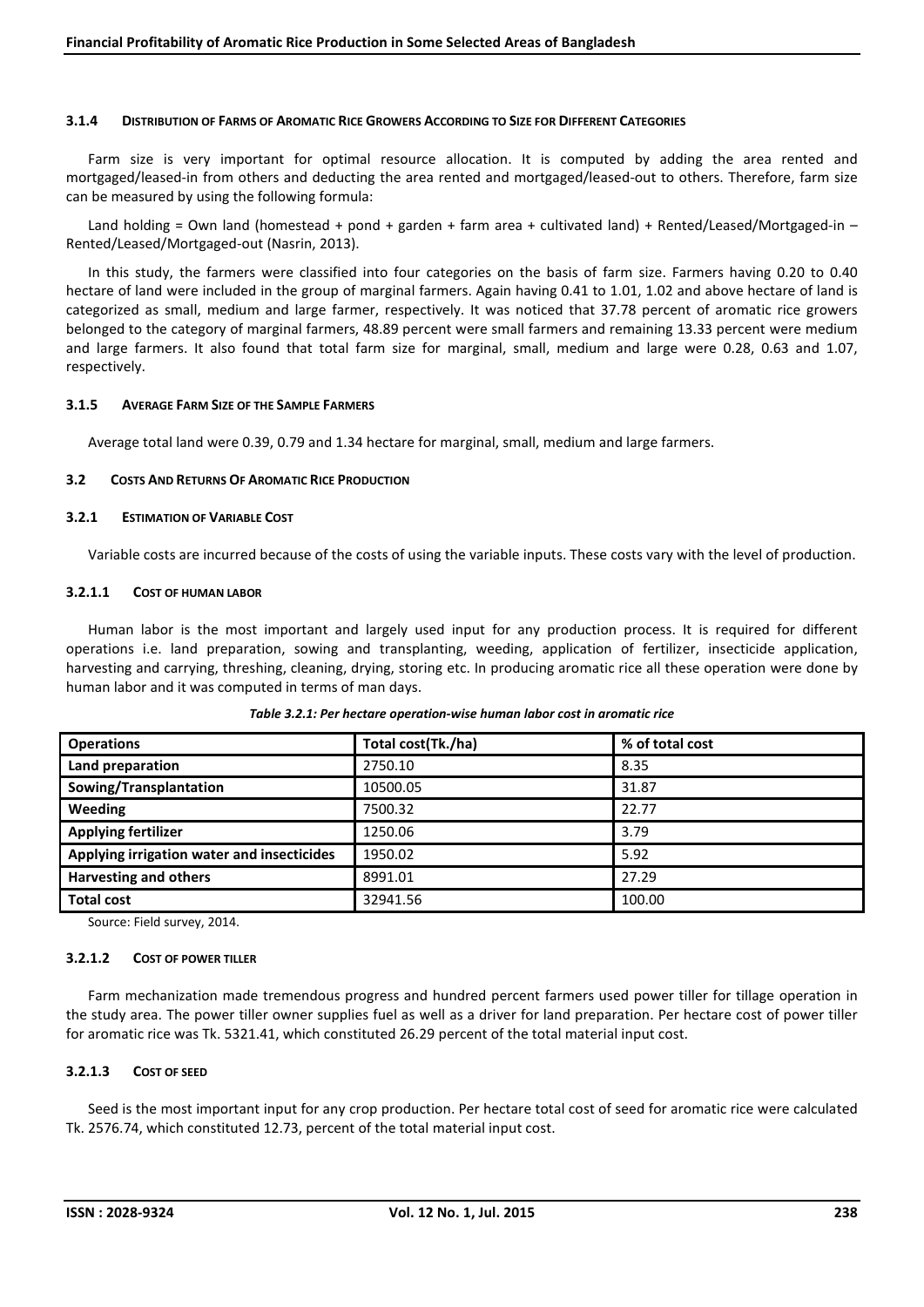#### 3.1.4 Distribution of Farms of Aromatic Rice Growers According to Size for Different Categories

Farm size is very important for optimal resource allocation. It is computed by adding the area rented and mortgaged/leased-in from others and deducting the area rented and mortgaged/leased-out to others. Therefore, farm size can be measured by using the following formula:

Land holding = Own land (homestead + pond + garden + farm area + cultivated land) + Rented/Leased/Mortgaged-in – Rented/Leased/Mortgaged-out (Nasrin, 2013).

In this study, the farmers were classified into four categories on the basis of farm size. Farmers having 0.20 to 0.40 hectare of land were included in the group of marginal farmers. Again having 0.41 to 1.01, 1.02 and above hectare of land is categorized as small, medium and large farmer, respectively. It was noticed that 37.78 percent of aromatic rice growers belonged to the category of marginal farmers, 48.89 percent were small farmers and remaining 13.33 percent were medium and large farmers. It also found that total farm size for marginal, small, medium and large were 0.28, 0.63 and 1.07, respectively.

#### 3.1.5 Average Farm Size of the Sample Farmers

Average total land were 0.39, 0.79 and 1.34 hectare for marginal, small, medium and large farmers.

### 3.2 Costs And Returns Of Aromatic Rice Production

#### 3.2.1 Estimation of Variable Cost

Variable costs are incurred because of the costs of using the variable inputs. These costs vary with the level of production.

##### 3.2.1.1 Cost of human labor

Human labor is the most important and largely used input for any production process. It is required for different operations i.e. land preparation, sowing and transplanting, weeding, application of fertilizer, insecticide application, harvesting and carrying, threshing, cleaning, drying, storing etc. In producing aromatic rice all these operation were done by human labor and it was computed in terms of man days.

*Table 3.2.1: Per hectare operation-wise human labor cost in aromatic rice*

| Operations | Total cost(Tk./ha) | % of total cost |
|---|---|---|
| **Land preparation** | 2750.10 | 8.35 |
| **Sowing/Transplantation** | 10500.05 | 31.87 |
| **Weeding** | 7500.32 | 22.77 |
| **Applying fertilizer** | 1250.06 | 3.79 |
| **Applying irrigation water and insecticides** | 1950.02 | 5.92 |
| **Harvesting and others** | 8991.01 | 27.29 |
| **Total cost** | 32941.56 | 100.00 |

Source: Field survey, 2014.

##### 3.2.1.2 Cost of power tiller

Farm mechanization made tremendous progress and hundred percent farmers used power tiller for tillage operation in the study area. The power tiller owner supplies fuel as well as a driver for land preparation. Per hectare cost of power tiller for aromatic rice was Tk. 5321.41, which constituted 26.29 percent of the total material input cost.

##### 3.2.1.3 Cost of seed

Seed is the most important input for any crop production. Per hectare total cost of seed for aromatic rice were calculated Tk. 2576.74, which constituted 12.73, percent of the total material input cost.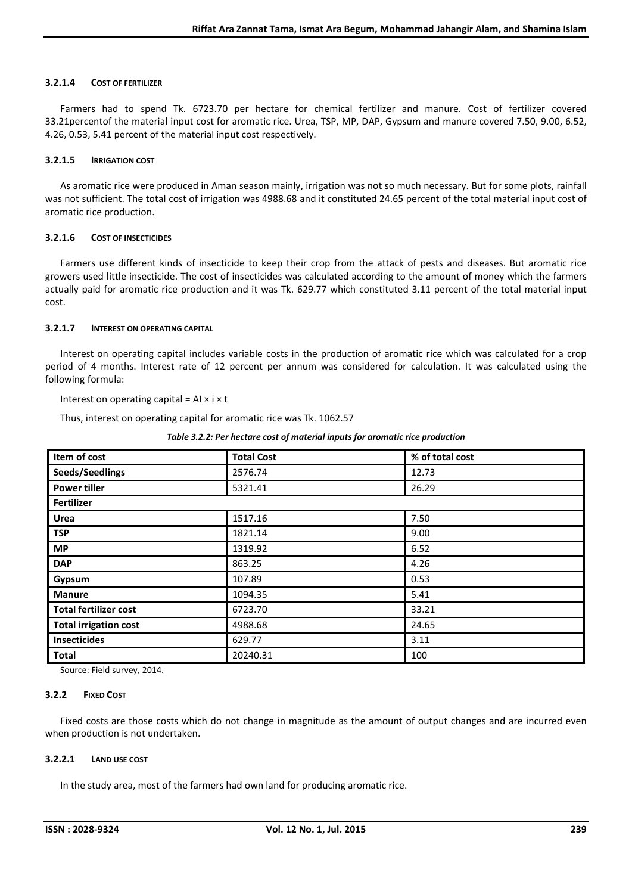#### 3.2.1.4 Cost of fertilizer

Farmers had to spend Tk. 6723.70 per hectare for chemical fertilizer and manure. Cost of fertilizer covered 33.21percentof the material input cost for aromatic rice. Urea, TSP, MP, DAP, Gypsum and manure covered 7.50, 9.00, 6.52, 4.26, 0.53, 5.41 percent of the material input cost respectively.

#### 3.2.1.5 Irrigation cost

As aromatic rice were produced in Aman season mainly, irrigation was not so much necessary. But for some plots, rainfall was not sufficient. The total cost of irrigation was 4988.68 and it constituted 24.65 percent of the total material input cost of aromatic rice production.

#### 3.2.1.6 Cost of insecticides

Farmers use different kinds of insecticide to keep their crop from the attack of pests and diseases. But aromatic rice growers used little insecticide. The cost of insecticides was calculated according to the amount of money which the farmers actually paid for aromatic rice production and it was Tk. 629.77 which constituted 3.11 percent of the total material input cost.

#### 3.2.1.7 Interest on operating capital

Interest on operating capital includes variable costs in the production of aromatic rice which was calculated for a crop period of 4 months. Interest rate of 12 percent per annum was considered for calculation. It was calculated using the following formula:

Interest on operating capital = $AI \times i \times t$

Thus, interest on operating capital for aromatic rice was Tk. 1062.57

*Table 3.2.2: Per hectare cost of material inputs for aromatic rice production*

| Item of cost | Total Cost | % of total cost |
|---|---|---|
| **Seeds/Seedlings** | 2576.74 | 12.73 |
| **Power tiller** | 5321.41 | 26.29 |
| **Fertilizer** | | |
| **Urea** | 1517.16 | 7.50 |
| **TSP** | 1821.14 | 9.00 |
| **MP** | 1319.92 | 6.52 |
| **DAP** | 863.25 | 4.26 |
| **Gypsum** | 107.89 | 0.53 |
| **Manure** | 1094.35 | 5.41 |
| **Total fertilizer cost** | 6723.70 | 33.21 |
| **Total irrigation cost** | 4988.68 | 24.65 |
| **Insecticides** | 629.77 | 3.11 |
| **Total** | 20240.31 | 100 |

Source: Field survey, 2014.

### 3.2.2 Fixed Cost

Fixed costs are those costs which do not change in magnitude as the amount of output changes and are incurred even when production is not undertaken.

#### 3.2.2.1 Land use cost

In the study area, most of the farmers had own land for producing aromatic rice.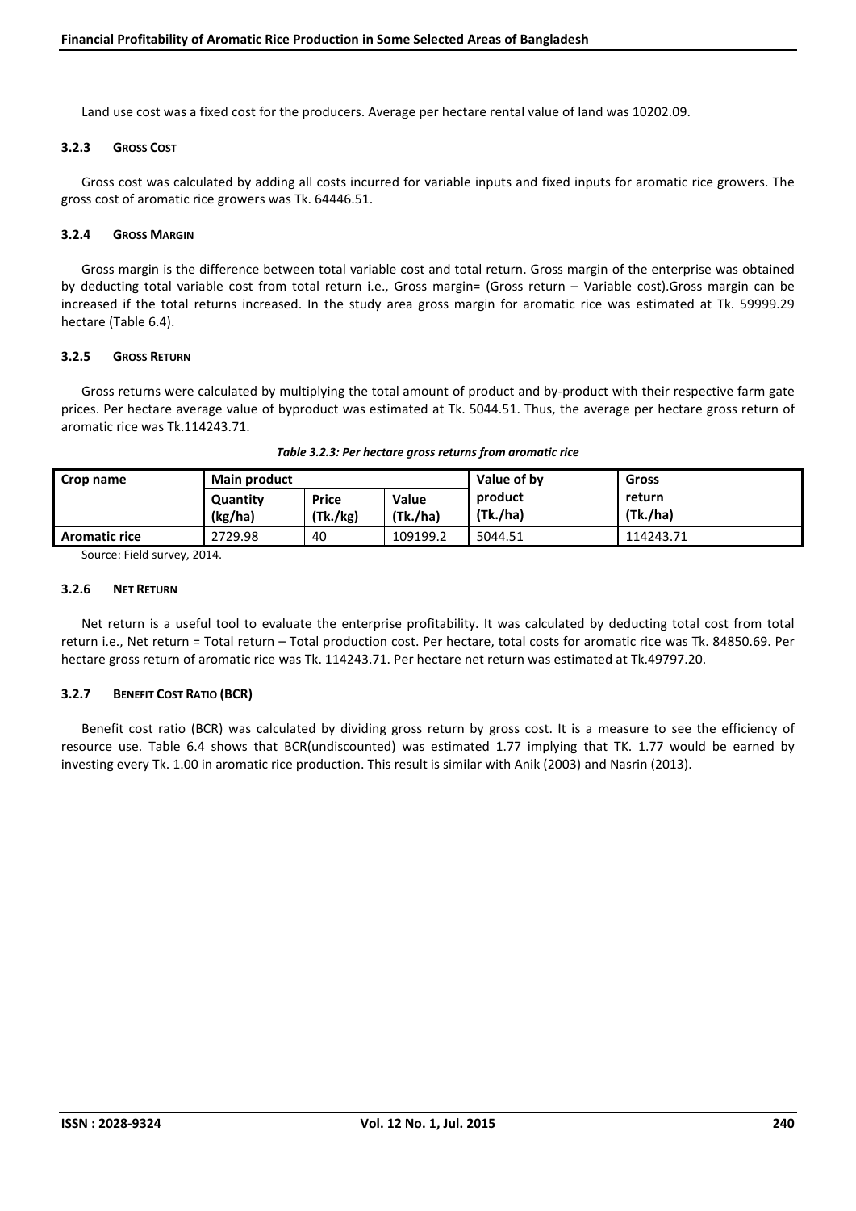Land use cost was a fixed cost for the producers. Average per hectare rental value of land was 10202.09.

### 3.2.3 Gross Cost

Gross cost was calculated by adding all costs incurred for variable inputs and fixed inputs for aromatic rice growers. The gross cost of aromatic rice growers was Tk. 64446.51.

### 3.2.4 Gross Margin

Gross margin is the difference between total variable cost and total return. Gross margin of the enterprise was obtained by deducting total variable cost from total return i.e., Gross margin= (Gross return – Variable cost).Gross margin can be increased if the total returns increased. In the study area gross margin for aromatic rice was estimated at Tk. 59999.29 hectare (Table 6.4).

### 3.2.5 Gross Return

Gross returns were calculated by multiplying the total amount of product and by-product with their respective farm gate prices. Per hectare average value of byproduct was estimated at Tk. 5044.51. Thus, the average per hectare gross return of aromatic rice was Tk.114243.71.

*Table 3.2.3: Per hectare gross returns from aromatic rice*

| Crop name | Main product | | | Value of by product (Tk./ha) | Gross return (Tk./ha) |
|---|---|---|---|---|---|
| | Quantity (kg/ha) | Price (Tk./kg) | Value (Tk./ha) | | |
| **Aromatic rice** | 2729.98 | 40 | 109199.2 | 5044.51 | 114243.71 |

Source: Field survey, 2014.

### 3.2.6 Net Return

Net return is a useful tool to evaluate the enterprise profitability. It was calculated by deducting total cost from total return i.e., Net return = Total return – Total production cost. Per hectare, total costs for aromatic rice was Tk. 84850.69. Per hectare gross return of aromatic rice was Tk. 114243.71. Per hectare net return was estimated at Tk.49797.20.

### 3.2.7 Benefit Cost Ratio (BCR)

Benefit cost ratio (BCR) was calculated by dividing gross return by gross cost. It is a measure to see the efficiency of resource use. Table 6.4 shows that BCR(undiscounted) was estimated 1.77 implying that TK. 1.77 would be earned by investing every Tk. 1.00 in aromatic rice production. This result is similar with Anik (2003) and Nasrin (2013).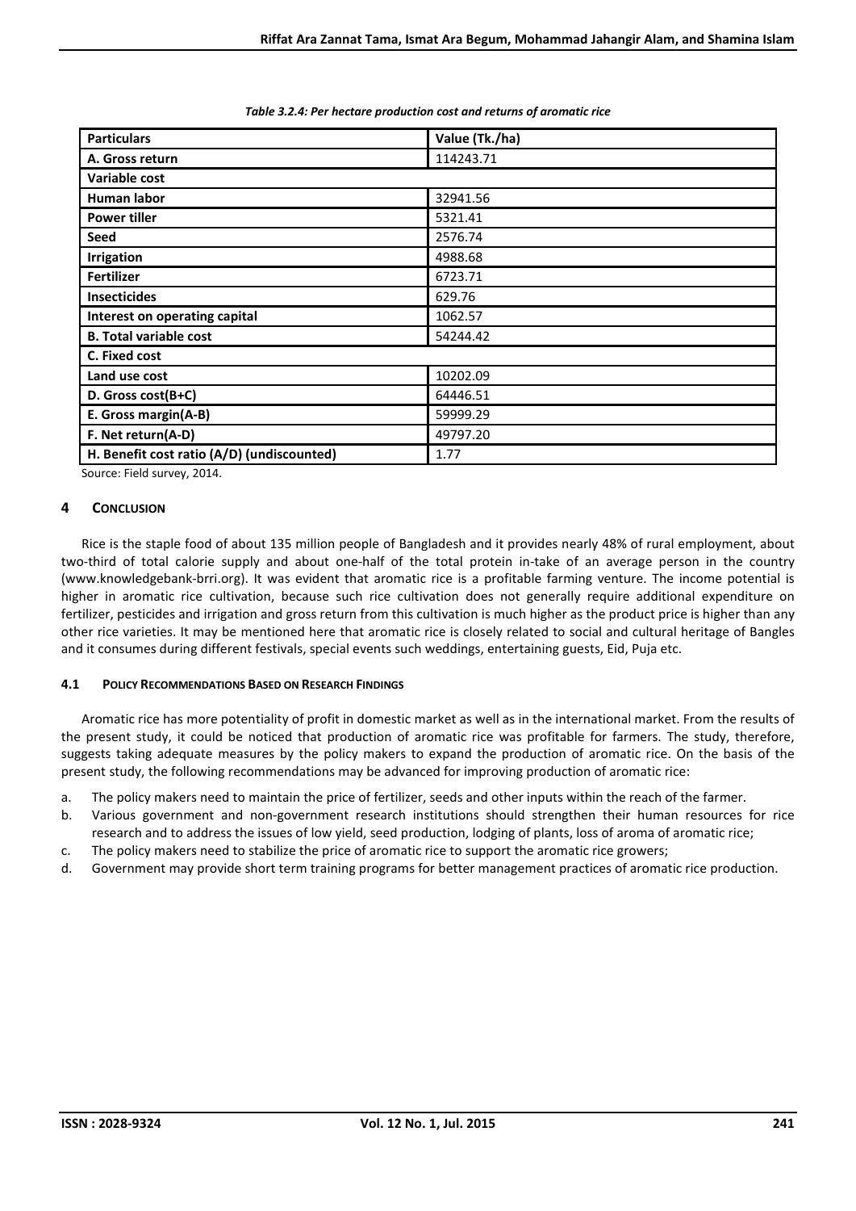*Table 3.2.4: Per hectare production cost and returns of aromatic rice*

| Particulars | Value (Tk./ha) |
|---|---|
| **A. Gross return** | 114243.71 |
| **Variable cost** | |
| **Human labor** | 32941.56 |
| **Power tiller** | 5321.41 |
| **Seed** | 2576.74 |
| **Irrigation** | 4988.68 |
| **Fertilizer** | 6723.71 |
| **Insecticides** | 629.76 |
| **Interest on operating capital** | 1062.57 |
| **B. Total variable cost** | 54244.42 |
| **C. Fixed cost** | |
| **Land use cost** | 10202.09 |
| **D. Gross cost(B+C)** | 64446.51 |
| **E. Gross margin(A-B)** | 59999.29 |
| **F. Net return(A-D)** | 49797.20 |
| **H. Benefit cost ratio (A/D) (undiscounted)** | 1.77 |

Source: Field survey, 2014.

## 4 CONCLUSION

Rice is the staple food of about 135 million people of Bangladesh and it provides nearly 48% of rural employment, about two-third of total calorie supply and about one-half of the total protein in-take of an average person in the country (www.knowledgebank-brri.org). It was evident that aromatic rice is a profitable farming venture. The income potential is higher in aromatic rice cultivation, because such rice cultivation does not generally require additional expenditure on fertilizer, pesticides and irrigation and gross return from this cultivation is much higher as the product price is higher than any other rice varieties. It may be mentioned here that aromatic rice is closely related to social and cultural heritage of Bangles and it consumes during different festivals, special events such weddings, entertaining guests, Eid, Puja etc.

### 4.1 POLICY RECOMMENDATIONS BASED ON RESEARCH FINDINGS

Aromatic rice has more potentiality of profit in domestic market as well as in the international market. From the results of the present study, it could be noticed that production of aromatic rice was profitable for farmers. The study, therefore, suggests taking adequate measures by the policy makers to expand the production of aromatic rice. On the basis of the present study, the following recommendations may be advanced for improving production of aromatic rice:

a. The policy makers need to maintain the price of fertilizer, seeds and other inputs within the reach of the farmer.
b. Various government and non-government research institutions should strengthen their human resources for rice research and to address the issues of low yield, seed production, lodging of plants, loss of aroma of aromatic rice;
c. The policy makers need to stabilize the price of aromatic rice to support the aromatic rice growers;
d. Government may provide short term training programs for better management practices of aromatic rice production.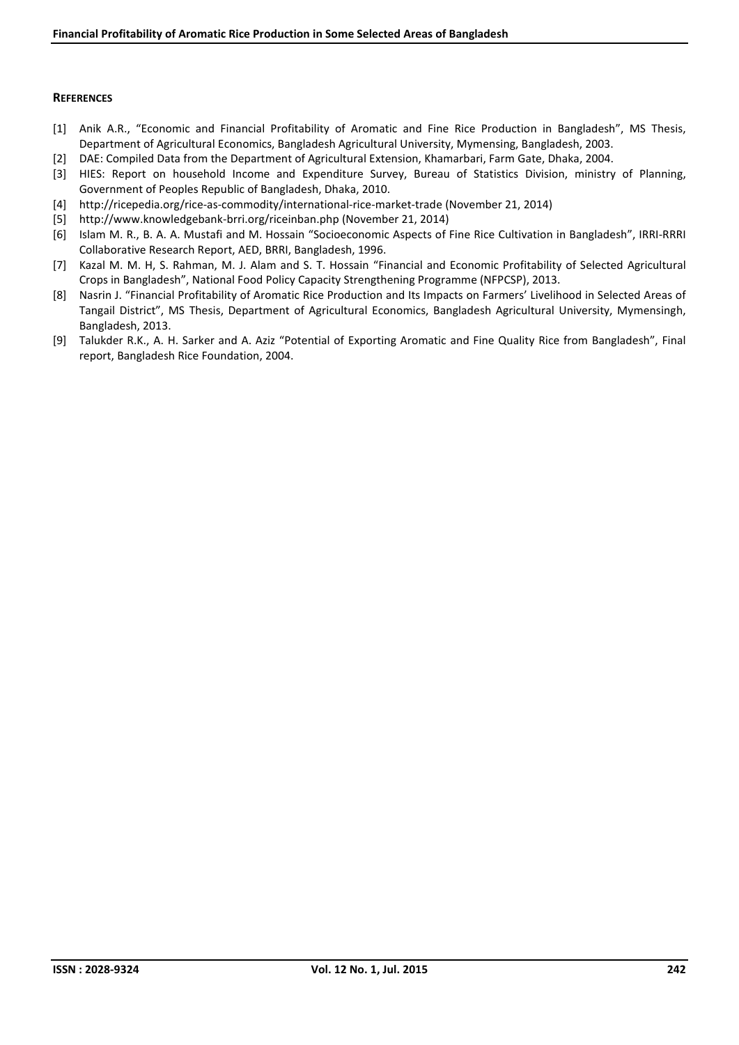## REFERENCES

[1] Anik A.R., "Economic and Financial Profitability of Aromatic and Fine Rice Production in Bangladesh", MS Thesis, Department of Agricultural Economics, Bangladesh Agricultural University, Mymensing, Bangladesh, 2003.

[2] DAE: Compiled Data from the Department of Agricultural Extension, Khamarbari, Farm Gate, Dhaka, 2004.

[3] HIES: Report on household Income and Expenditure Survey, Bureau of Statistics Division, ministry of Planning, Government of Peoples Republic of Bangladesh, Dhaka, 2010.

[4] http://ricepedia.org/rice-as-commodity/international-rice-market-trade (November 21, 2014)

[5] http://www.knowledgebank-brri.org/riceinban.php (November 21, 2014)

[6] Islam M. R., B. A. A. Mustafi and M. Hossain "Socioeconomic Aspects of Fine Rice Cultivation in Bangladesh", IRRI-RRRI Collaborative Research Report, AED, BRRI, Bangladesh, 1996.

[7] Kazal M. M. H, S. Rahman, M. J. Alam and S. T. Hossain "Financial and Economic Profitability of Selected Agricultural Crops in Bangladesh", National Food Policy Capacity Strengthening Programme (NFPCSP), 2013.

[8] Nasrin J. "Financial Profitability of Aromatic Rice Production and Its Impacts on Farmers' Livelihood in Selected Areas of Tangail District", MS Thesis, Department of Agricultural Economics, Bangladesh Agricultural University, Mymensingh, Bangladesh, 2013.

[9] Talukder R.K., A. H. Sarker and A. Aziz "Potential of Exporting Aromatic and Fine Quality Rice from Bangladesh", Final report, Bangladesh Rice Foundation, 2004.